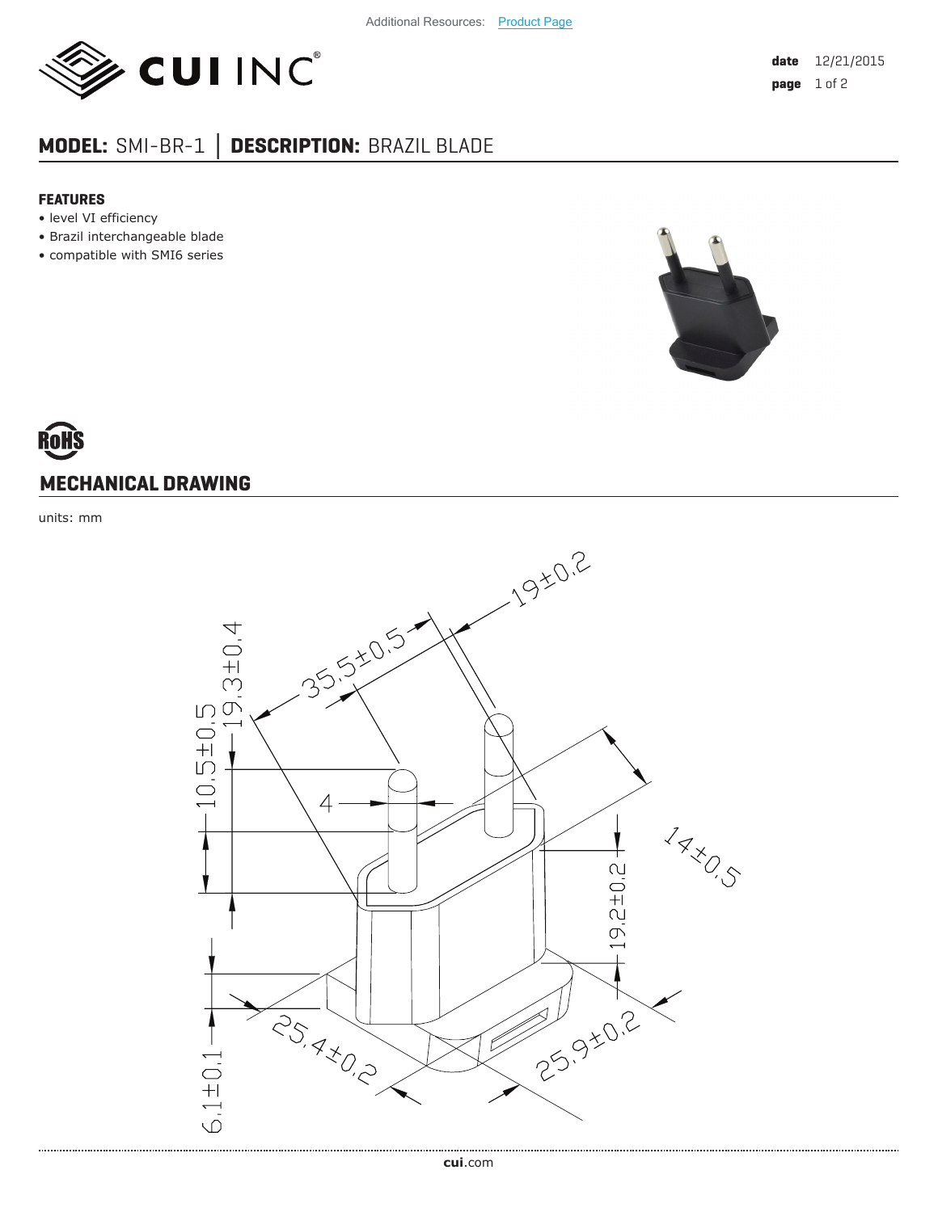Additional Resources: Product Page

**date** 12/21/2015

## MODEL: SMI-BR-1 | DESCRIPTION: BRAZIL BLADE

### FEATURES

- level VI efficiency
- Brazil interchangeable blade
- compatible with SMI6 series

RoHS

## MECHANICAL DRAWING

units: mm

19±0.2
35.5±0.5
19.3±0.4
10.5±0.5
4
14±0.5
19.2±0.2
6.1±0.1
25.4±0.2
25.9±0.2

cui.com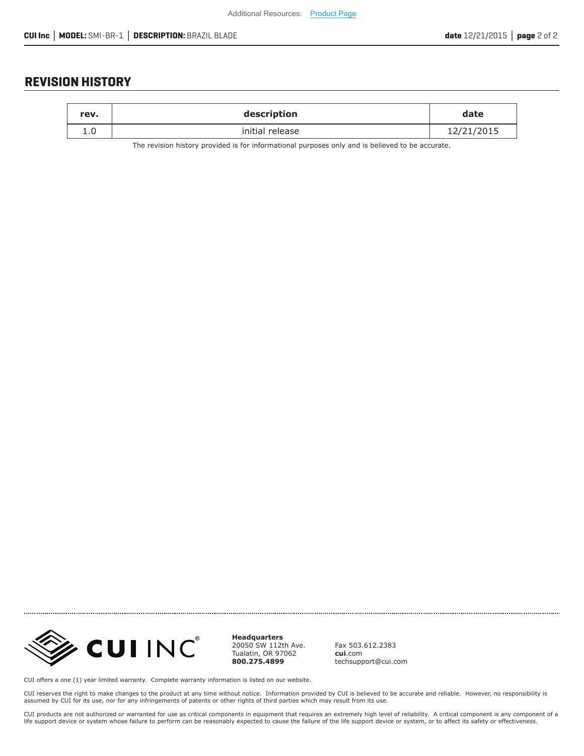## REVISION HISTORY

| rev. | description | date |
|---|---|---|
| 1.0 | initial release | 12/21/2015 |

The revision history provided is for informational purposes only and is believed to be accurate.

**Headquarters**
20050 SW 112th Ave.
Tualatin, OR 97062
**800.275.4899**

Fax 503.612.2383
**cui**.com
techsupport@cui.com

CUI offers a one (1) year limited warranty. Complete warranty information is listed on our website.

CUI reserves the right to make changes to the product at any time without notice. Information provided by CUI is believed to be accurate and reliable. However, no responsibility is assumed by CUI for its use, nor for any infringements of patents or other rights of third parties which may result from its use.

CUI products are not authorized or warranted for use as critical components in equipment that requires an extremely high level of reliability. A critical component is any component of a life support device or system whose failure to perform can be reasonably expected to cause the failure of the life support device or system, or to affect its safety or effectiveness.